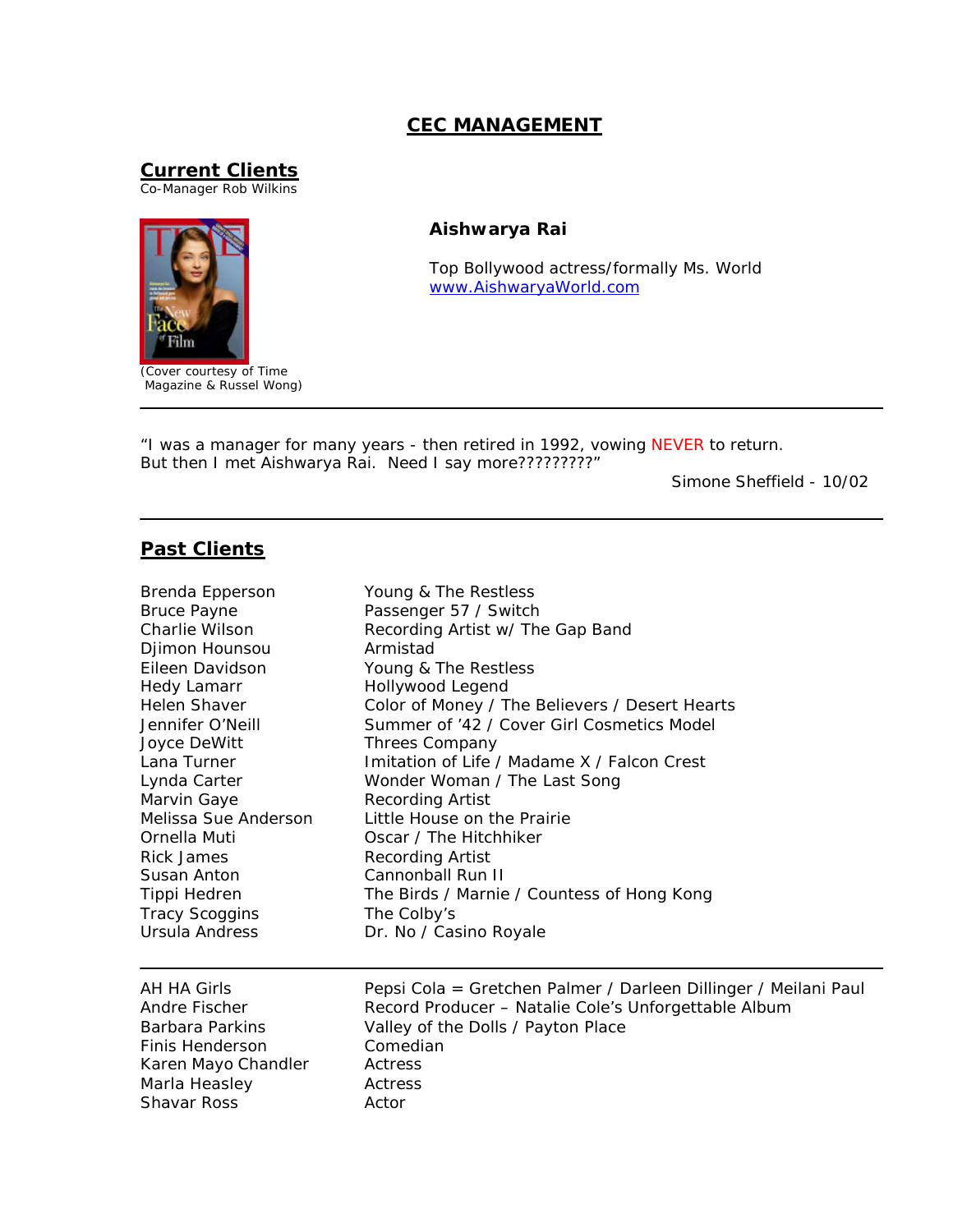# CEC MANAGEMENT

## Current Clients

Co-Manager Rob Wilkins

(Cover courtesy of Time Magazine & Russel Wong)

**Aishwarya Rai**

Top Bollywood actress/formally Ms. World
www.AishwaryaWorld.com

---

"I was a manager for many years - then retired in 1992, vowing NEVER to return. But then I met Aishwarya Rai. Need I say more?????????"

Simone Sheffield - 10/02

---

## Past Clients

| | |
|---|---|
| Brenda Epperson | Young & The Restless |
| Bruce Payne | Passenger 57 / Switch |
| Charlie Wilson | Recording Artist w/ The Gap Band |
| Djimon Hounsou | Armistad |
| Eileen Davidson | Young & The Restless |
| Hedy Lamarr | Hollywood Legend |
| Helen Shaver | Color of Money / The Believers / Desert Hearts |
| Jennifer O'Neill | Summer of '42 / Cover Girl Cosmetics Model |
| Joyce DeWitt | Threes Company |
| Lana Turner | Imitation of Life / Madame X / Falcon Crest |
| Lynda Carter | Wonder Woman / The Last Song |
| Marvin Gaye | Recording Artist |
| Melissa Sue Anderson | Little House on the Prairie |
| Ornella Muti | Oscar / The Hitchhiker |
| Rick James | Recording Artist |
| Susan Anton | Cannonball Run II |
| Tippi Hedren | The Birds / Marnie / Countess of Hong Kong |
| Tracy Scoggins | The Colby's |
| Ursula Andress | Dr. No / Casino Royale |

---

| | |
|---|---|
| AH HA Girls | Pepsi Cola = Gretchen Palmer / Darleen Dillinger / Meilani Paul |
| Andre Fischer | Record Producer – Natalie Cole's Unforgettable Album |
| Barbara Parkins | Valley of the Dolls / Payton Place |
| Finis Henderson | Comedian |
| Karen Mayo Chandler | Actress |
| Marla Heasley | Actress |
| Shavar Ross | Actor |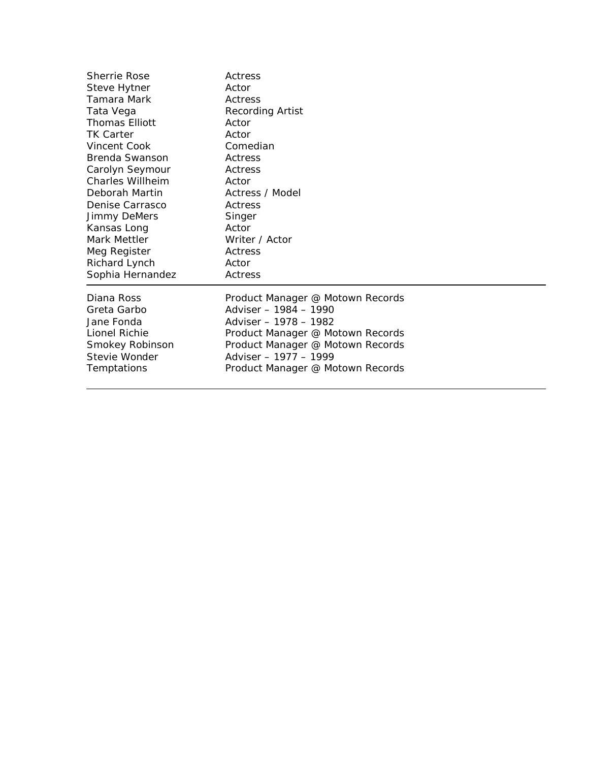| | |
|---|---|
| Sherrie Rose | Actress |
| Steve Hytner | Actor |
| Tamara Mark | Actress |
| Tata Vega | Recording Artist |
| Thomas Elliott | Actor |
| TK Carter | Actor |
| Vincent Cook | Comedian |
| Brenda Swanson | Actress |
| Carolyn Seymour | Actress |
| Charles Willheim | Actor |
| Deborah Martin | Actress / Model |
| Denise Carrasco | Actress |
| Jimmy DeMers | Singer |
| Kansas Long | Actor |
| Mark Mettler | Writer / Actor |
| Meg Register | Actress |
| Richard Lynch | Actor |
| Sophia Hernandez | Actress |

---

| | |
|---|---|
| Diana Ross | Product Manager @ Motown Records |
| Greta Garbo | Adviser – 1984 – 1990 |
| Jane Fonda | Adviser – 1978 – 1982 |
| Lionel Richie | Product Manager @ Motown Records |
| Smokey Robinson | Product Manager @ Motown Records |
| Stevie Wonder | Adviser – 1977 – 1999 |
| Temptations | Product Manager @ Motown Records |

---